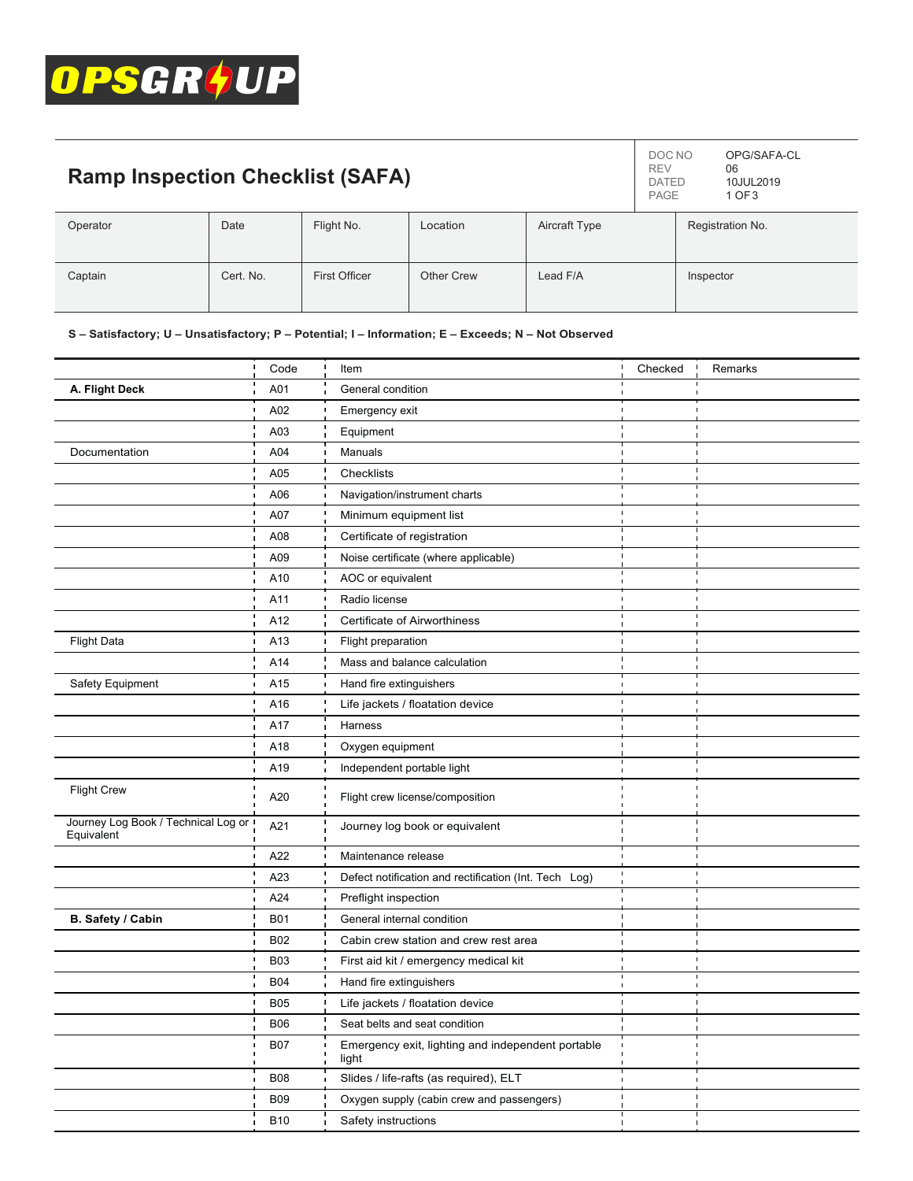OPSGROUP

# Ramp Inspection Checklist (SAFA)

| | |
|---|---|
| DOC NO | OPG/SAFA-CL |
| REV | 06 |
| DATED | 10JUL2019 |

| Operator | Date | Flight No. | Location | Aircraft Type | Registration No. |
|---|---|---|---|---|---|
| Captain | Cert. No. | First Officer | Other Crew | Lead F/A | Inspector |

**S – Satisfactory; U – Unsatisfactory; P – Potential; I – Information; E – Exceeds; N – Not Observed**

| | Code | Item | Checked | Remarks |
|---|---|---|---|---|
| **A. Flight Deck** | A01 | General condition | | |
| | A02 | Emergency exit | | |
| | A03 | Equipment | | |
| Documentation | A04 | Manuals | | |
| | A05 | Checklists | | |
| | A06 | Navigation/instrument charts | | |
| | A07 | Minimum equipment list | | |
| | A08 | Certificate of registration | | |
| | A09 | Noise certificate (where applicable) | | |
| | A10 | AOC or equivalent | | |
| | A11 | Radio license | | |
| | A12 | Certificate of Airworthiness | | |
| Flight Data | A13 | Flight preparation | | |
| | A14 | Mass and balance calculation | | |
| Safety Equipment | A15 | Hand fire extinguishers | | |
| | A16 | Life jackets / floatation device | | |
| | A17 | Harness | | |
| | A18 | Oxygen equipment | | |
| | A19 | Independent portable light | | |
| Flight Crew | A20 | Flight crew license/composition | | |
| Journey Log Book / Technical Log or Equivalent | A21 | Journey log book or equivalent | | |
| | A22 | Maintenance release | | |
| | A23 | Defect notification and rectification (Int. Tech Log) | | |
| | A24 | Preflight inspection | | |
| **B. Safety / Cabin** | B01 | General internal condition | | |
| | B02 | Cabin crew station and crew rest area | | |
| | B03 | First aid kit / emergency medical kit | | |
| | B04 | Hand fire extinguishers | | |
| | B05 | Life jackets / floatation device | | |
| | B06 | Seat belts and seat condition | | |
| | B07 | Emergency exit, lighting and independent portable light | | |
| | B08 | Slides / life-rafts (as required), ELT | | |
| | B09 | Oxygen supply (cabin crew and passengers) | | |
| | B10 | Safety instructions | | |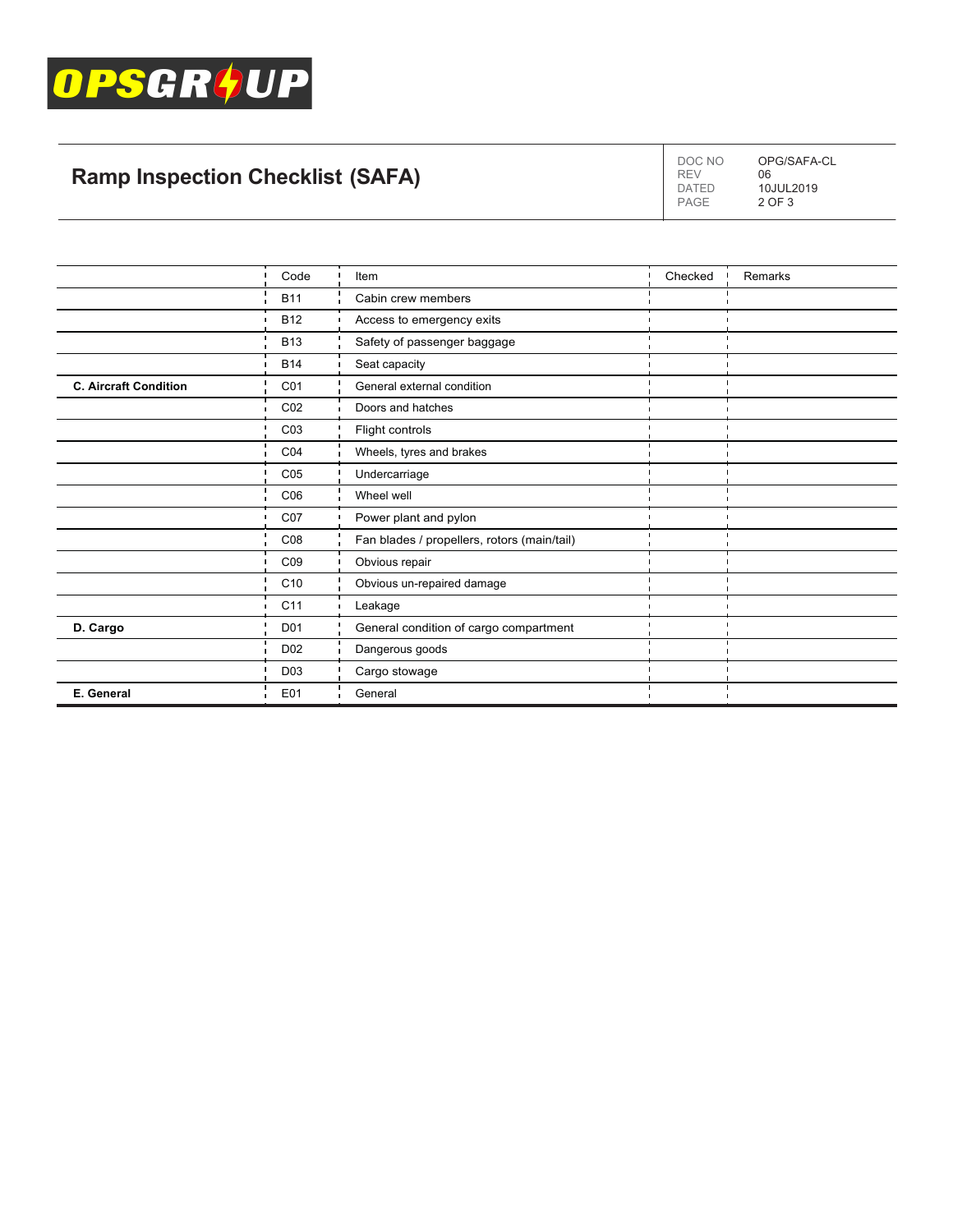# Ramp Inspection Checklist (SAFA)

| DOC NO | OPG/SAFA-CL |
|---|---|
| REV | 06 |
| DATED | 10JUL2019 |

| | Code | Item | Checked | Remarks |
|---|---|---|---|---|
| | B11 | Cabin crew members | | |
| | B12 | Access to emergency exits | | |
| | B13 | Safety of passenger baggage | | |
| | B14 | Seat capacity | | |
| **C. Aircraft Condition** | C01 | General external condition | | |
| | C02 | Doors and hatches | | |
| | C03 | Flight controls | | |
| | C04 | Wheels, tyres and brakes | | |
| | C05 | Undercarriage | | |
| | C06 | Wheel well | | |
| | C07 | Power plant and pylon | | |
| | C08 | Fan blades / propellers, rotors (main/tail) | | |
| | C09 | Obvious repair | | |
| | C10 | Obvious un-repaired damage | | |
| | C11 | Leakage | | |
| **D. Cargo** | D01 | General condition of cargo compartment | | |
| | D02 | Dangerous goods | | |
| | D03 | Cargo stowage | | |
| **E. General** | E01 | General | | |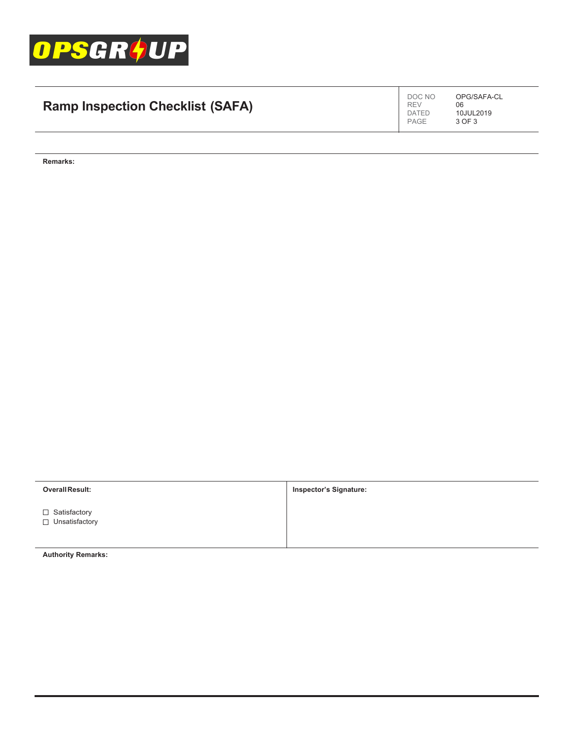# Ramp Inspection Checklist (SAFA)

| | |
|---|---|
| DOC NO | OPG/SAFA-CL |
| REV | 06 |
| DATED | 10JUL2019 |

**Remarks:**

| **Overall Result:** | **Inspector's Signature:** |
|---|---|
| ☐ Satisfactory<br>☐ Unsatisfactory | |

**Authority Remarks:**